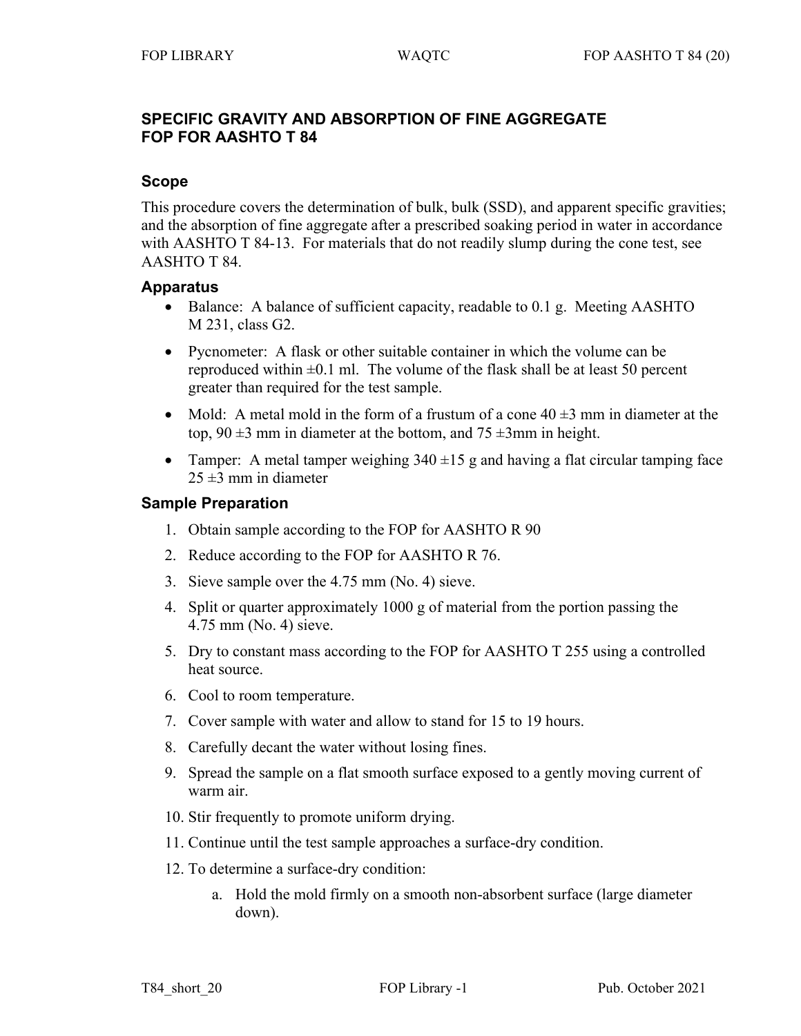# SPECIFIC GRAVITY AND ABSORPTION OF FINE AGGREGATE FOP FOR AASHTO T 84

## Scope

This procedure covers the determination of bulk, bulk (SSD), and apparent specific gravities; and the absorption of fine aggregate after a prescribed soaking period in water in accordance with AASHTO T 84-13. For materials that do not readily slump during the cone test, see AASHTO T 84.

## Apparatus

- Balance: A balance of sufficient capacity, readable to 0.1 g. Meeting AASHTO M 231, class G2.
- Pycnometer: A flask or other suitable container in which the volume can be reproduced within ±0.1 ml. The volume of the flask shall be at least 50 percent greater than required for the test sample.
- Mold: A metal mold in the form of a frustum of a cone 40 ±3 mm in diameter at the top, 90 ±3 mm in diameter at the bottom, and 75 ±3mm in height.
- Tamper: A metal tamper weighing 340 ±15 g and having a flat circular tamping face 25 ±3 mm in diameter

## Sample Preparation

1. Obtain sample according to the FOP for AASHTO R 90
2. Reduce according to the FOP for AASHTO R 76.
3. Sieve sample over the 4.75 mm (No. 4) sieve.
4. Split or quarter approximately 1000 g of material from the portion passing the 4.75 mm (No. 4) sieve.
5. Dry to constant mass according to the FOP for AASHTO T 255 using a controlled heat source.
6. Cool to room temperature.
7. Cover sample with water and allow to stand for 15 to 19 hours.
8. Carefully decant the water without losing fines.
9. Spread the sample on a flat smooth surface exposed to a gently moving current of warm air.
10. Stir frequently to promote uniform drying.
11. Continue until the test sample approaches a surface-dry condition.
12. To determine a surface-dry condition:
    a. Hold the mold firmly on a smooth non-absorbent surface (large diameter down).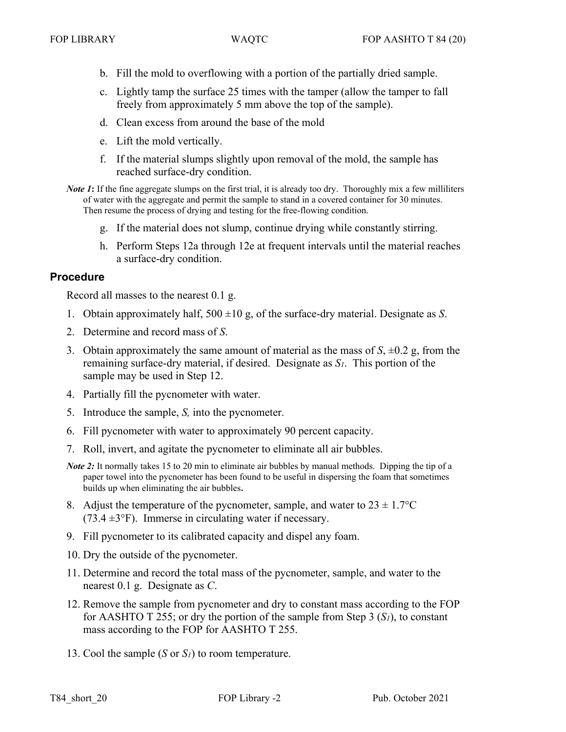b. Fill the mold to overflowing with a portion of the partially dried sample.

c. Lightly tamp the surface 25 times with the tamper (allow the tamper to fall freely from approximately 5 mm above the top of the sample).

d. Clean excess from around the base of the mold

e. Lift the mold vertically.

f. If the material slumps slightly upon removal of the mold, the sample has reached surface-dry condition.

*Note 1*: If the fine aggregate slumps on the first trial, it is already too dry. Thoroughly mix a few milliliters of water with the aggregate and permit the sample to stand in a covered container for 30 minutes. Then resume the process of drying and testing for the free-flowing condition.

g. If the material does not slump, continue drying while constantly stirring.

h. Perform Steps 12a through 12e at frequent intervals until the material reaches a surface-dry condition.

## Procedure

Record all masses to the nearest 0.1 g.

1. Obtain approximately half, 500 ±10 g, of the surface-dry material. Designate as $S$.
2. Determine and record mass of $S$.
3. Obtain approximately the same amount of material as the mass of $S$, ±0.2 g, from the remaining surface-dry material, if desired. Designate as $S_1$. This portion of the sample may be used in Step 12.
4. Partially fill the pycnometer with water.
5. Introduce the sample, $S$, into the pycnometer.
6. Fill pycnometer with water to approximately 90 percent capacity.
7. Roll, invert, and agitate the pycnometer to eliminate all air bubbles.

*Note 2:* It normally takes 15 to 20 min to eliminate air bubbles by manual methods. Dipping the tip of a paper towel into the pycnometer has been found to be useful in dispersing the foam that sometimes builds up when eliminating the air bubbles.

8. Adjust the temperature of the pycnometer, sample, and water to 23 ± 1.7°C (73.4 ±3°F). Immerse in circulating water if necessary.
9. Fill pycnometer to its calibrated capacity and dispel any foam.
10. Dry the outside of the pycnometer.
11. Determine and record the total mass of the pycnometer, sample, and water to the nearest 0.1 g. Designate as $C$.
12. Remove the sample from pycnometer and dry to constant mass according to the FOP for AASHTO T 255; or dry the portion of the sample from Step 3 ($S_1$), to constant mass according to the FOP for AASHTO T 255.
13. Cool the sample ($S$ or $S_1$) to room temperature.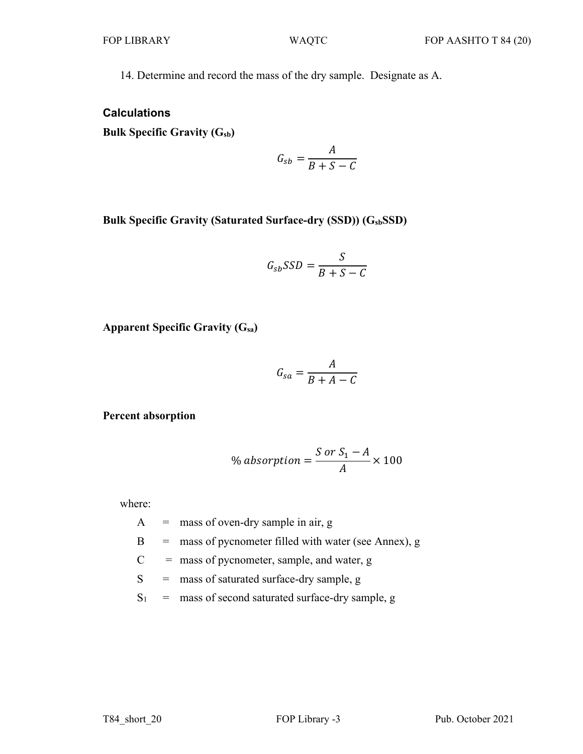14. Determine and record the mass of the dry sample. Designate as A.

## Calculations

**Bulk Specific Gravity ($G_{sb}$)**

$$G_{sb} = \frac{A}{B + S - C}$$

**Bulk Specific Gravity (Saturated Surface-dry (SSD)) ($G_{sb}$SSD)**

$$G_{sb}SSD = \frac{S}{B + S - C}$$

**Apparent Specific Gravity ($G_{sa}$)**

$$G_{sa} = \frac{A}{B + A - C}$$

**Percent absorption**

$$\%\, absorption = \frac{S \text{ or } S_1 - A}{A} \times 100$$

where:

- A = mass of oven-dry sample in air, g
- B = mass of pycnometer filled with water (see Annex), g
- C = mass of pycnometer, sample, and water, g
- S = mass of saturated surface-dry sample, g
- $S_1$ = mass of second saturated surface-dry sample, g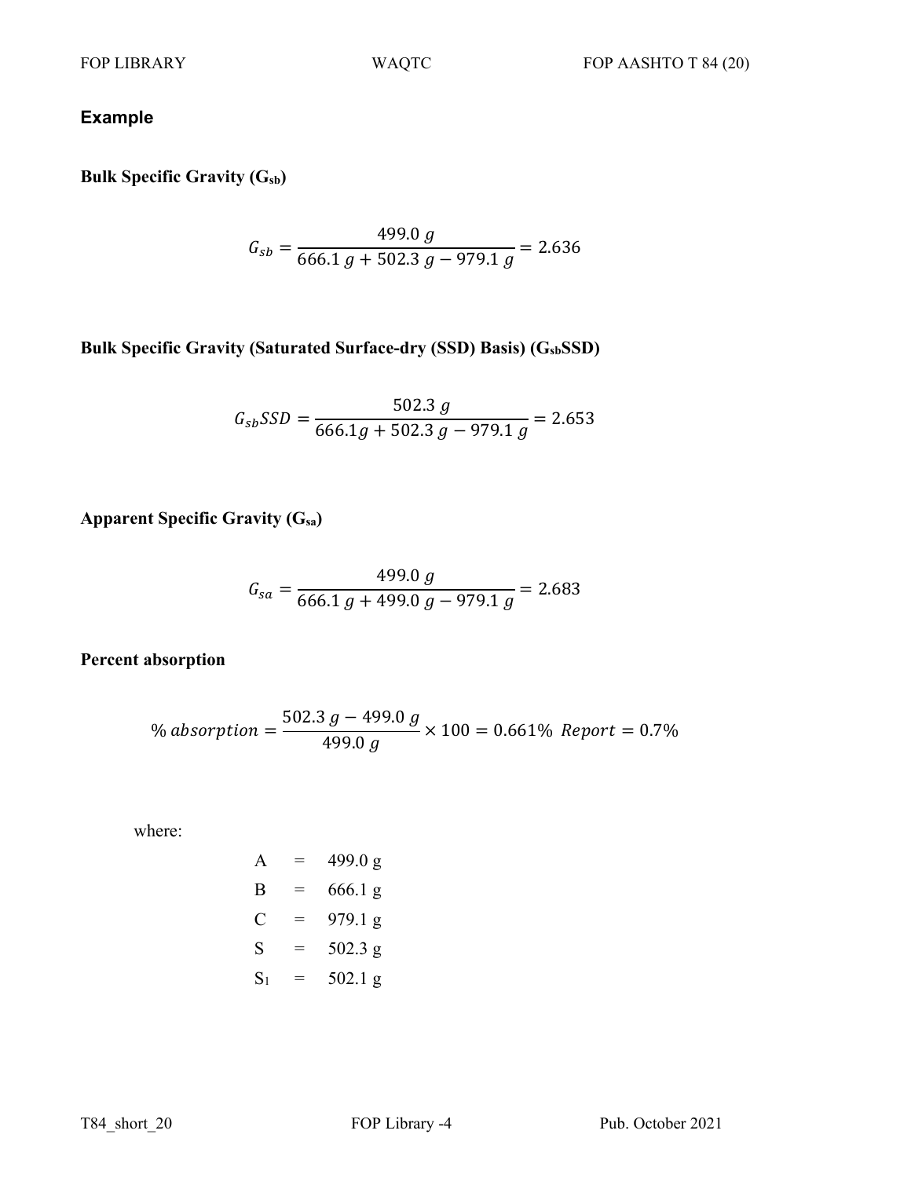## Example

**Bulk Specific Gravity ($G_{sb}$)**

$$G_{sb} = \frac{499.0\ g}{666.1\ g + 502.3\ g - 979.1\ g} = 2.636$$

**Bulk Specific Gravity (Saturated Surface-dry (SSD) Basis) ($G_{sb}SSD$)**

$$G_{sb}SSD = \frac{502.3\ g}{666.1 g + 502.3\ g - 979.1\ g} = 2.653$$

**Apparent Specific Gravity ($G_{sa}$)**

$$G_{sa} = \frac{499.0\ g}{666.1\ g + 499.0\ g - 979.1\ g} = 2.683$$

**Percent absorption**

$$\%\ absorption = \frac{502.3\ g - 499.0\ g}{499.0\ g} \times 100 = 0.661\% \ \ Report = 0.7\%$$

where:

A = 499.0 g

B = 666.1 g

C = 979.1 g

S = 502.3 g

$S_1$ = 502.1 g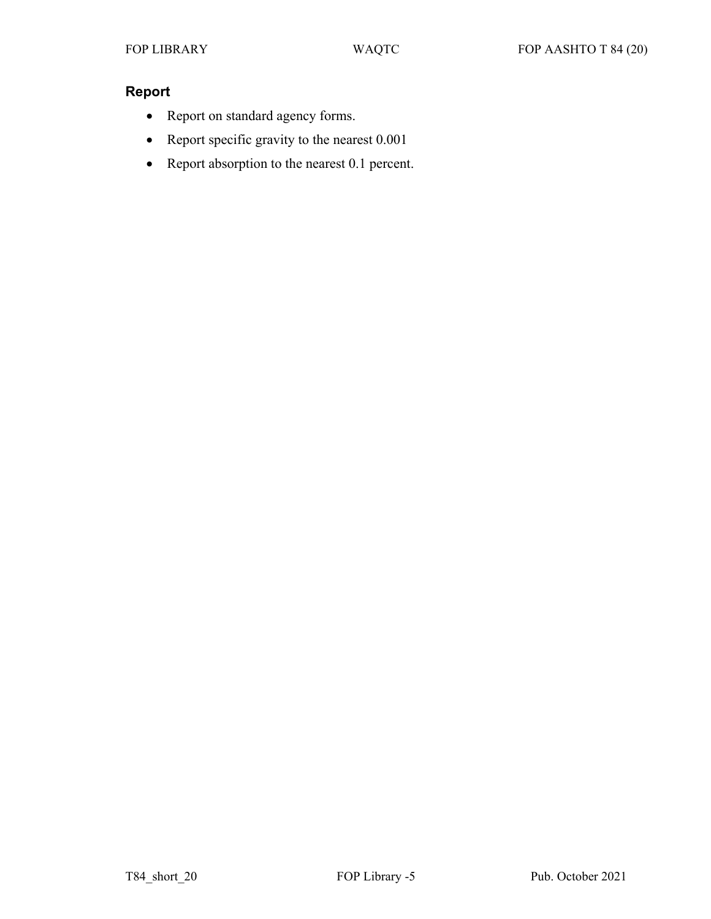## Report

- Report on standard agency forms.
- Report specific gravity to the nearest 0.001
- Report absorption to the nearest 0.1 percent.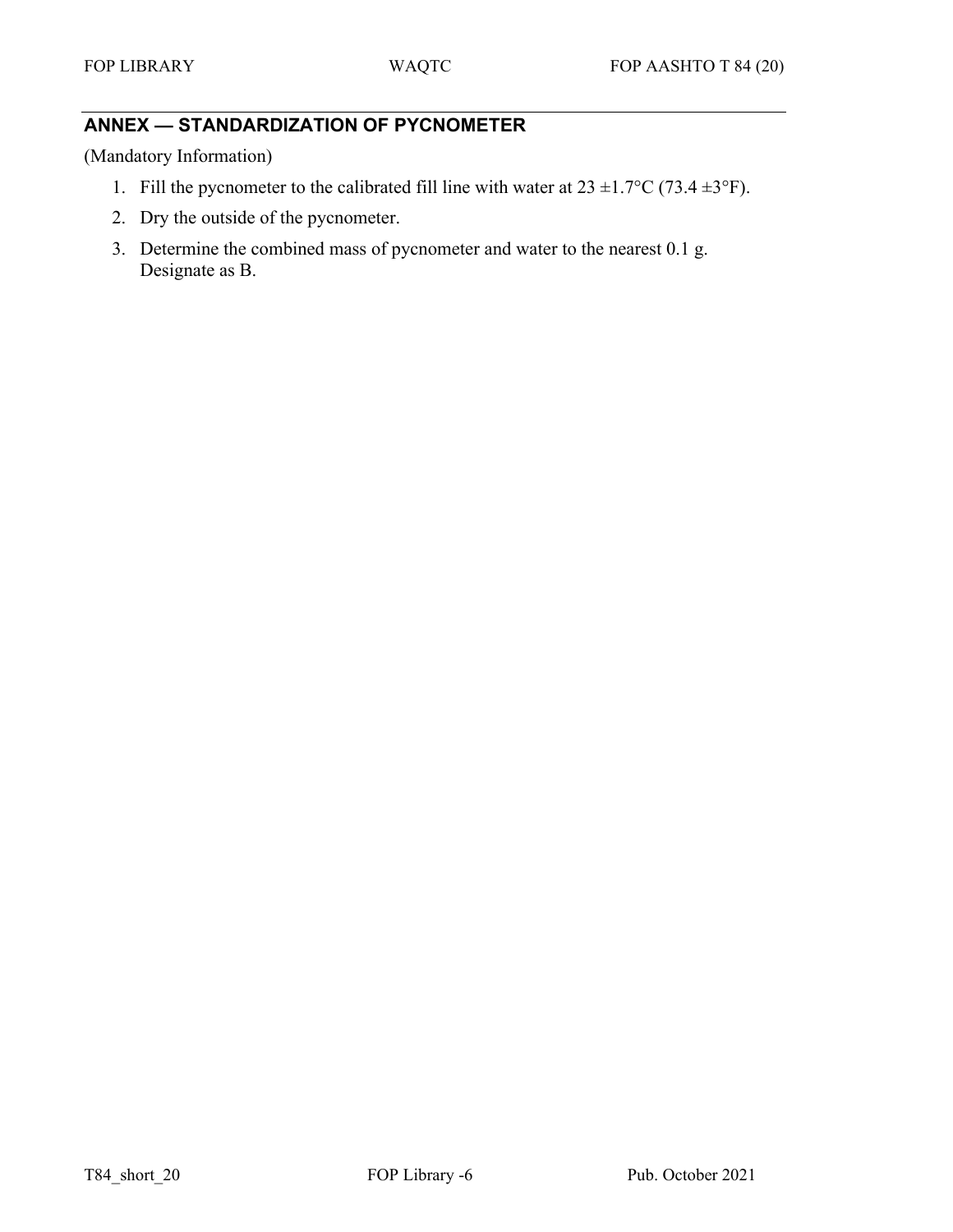## ANNEX — STANDARDIZATION OF PYCNOMETER

(Mandatory Information)

1. Fill the pycnometer to the calibrated fill line with water at 23 ±1.7°C (73.4 ±3°F).
2. Dry the outside of the pycnometer.
3. Determine the combined mass of pycnometer and water to the nearest 0.1 g. Designate as B.